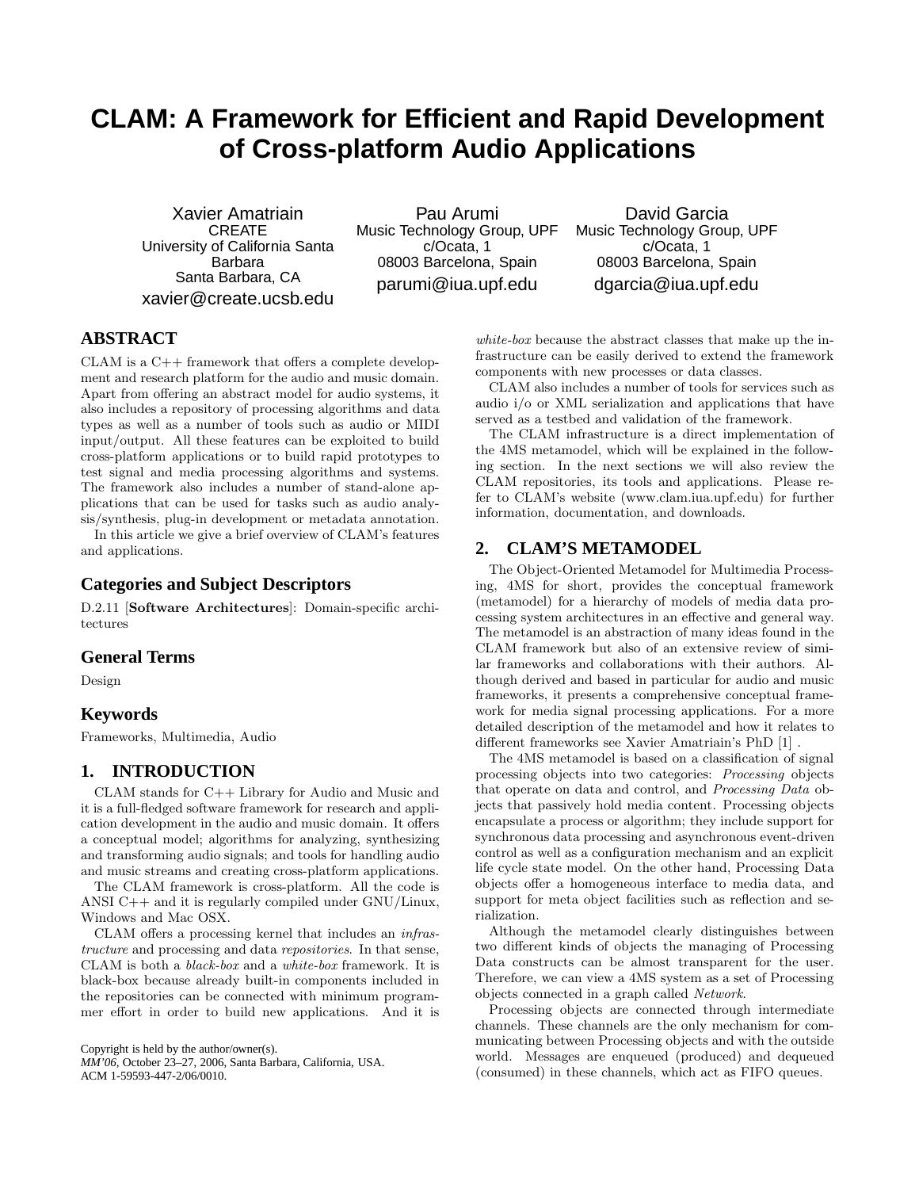# CLAM: A Framework for Efficient and Rapid Development of Cross-platform Audio Applications

Xavier Amatriain
CREATE
University of California Santa Barbara
Santa Barbara, CA
xavier@create.ucsb.edu

Pau Arumi
Music Technology Group, UPF
c/Ocata, 1
08003 Barcelona, Spain
parumi@iua.upf.edu

David Garcia
Music Technology Group, UPF
c/Ocata, 1
08003 Barcelona, Spain
dgarcia@iua.upf.edu

## ABSTRACT

CLAM is a C++ framework that offers a complete development and research platform for the audio and music domain. Apart from offering an abstract model for audio systems, it also includes a repository of processing algorithms and data types as well as a number of tools such as audio or MIDI input/output. All these features can be exploited to build cross-platform applications or to build rapid prototypes to test signal and media processing algorithms and systems. The framework also includes a number of stand-alone applications that can be used for tasks such as audio analysis/synthesis, plug-in development or metadata annotation.

In this article we give a brief overview of CLAM's features and applications.

## Categories and Subject Descriptors

D.2.11 [**Software Architectures**]: Domain-specific architectures

## General Terms

Design

## Keywords

Frameworks, Multimedia, Audio

## 1. INTRODUCTION

CLAM stands for C++ Library for Audio and Music and it is a full-fledged software framework for research and application development in the audio and music domain. It offers a conceptual model; algorithms for analyzing, synthesizing and transforming audio signals; and tools for handling audio and music streams and creating cross-platform applications.

The CLAM framework is cross-platform. All the code is ANSI C++ and it is regularly compiled under GNU/Linux, Windows and Mac OSX.

CLAM offers a processing kernel that includes an *infrastructure* and processing and data *repositories*. In that sense, CLAM is both a *black-box* and a *white-box* framework. It is black-box because already built-in components included in the repositories can be connected with minimum programmer effort in order to build new applications. And it is *white-box* because the abstract classes that make up the infrastructure can be easily derived to extend the framework components with new processes or data classes.

CLAM also includes a number of tools for services such as audio i/o or XML serialization and applications that have served as a testbed and validation of the framework.

The CLAM infrastructure is a direct implementation of the 4MS metamodel, which will be explained in the following section. In the next sections we will also review the CLAM repositories, its tools and applications. Please refer to CLAM's website (www.clam.iua.upf.edu) for further information, documentation, and downloads.

## 2. CLAM'S METAMODEL

The Object-Oriented Metamodel for Multimedia Processing, 4MS for short, provides the conceptual framework (metamodel) for a hierarchy of models of media data processing system architectures in an effective and general way. The metamodel is an abstraction of many ideas found in the CLAM framework but also of an extensive review of similar frameworks and collaborations with their authors. Although derived and based in particular for audio and music frameworks, it presents a comprehensive conceptual framework for media signal processing applications. For a more detailed description of the metamodel and how it relates to different frameworks see Xavier Amatriain's PhD [1] .

The 4MS metamodel is based on a classification of signal processing objects into two categories: *Processing* objects that operate on data and control, and *Processing Data* objects that passively hold media content. Processing objects encapsulate a process or algorithm; they include support for synchronous data processing and asynchronous event-driven control as well as a configuration mechanism and an explicit life cycle state model. On the other hand, Processing Data objects offer a homogeneous interface to media data, and support for meta object facilities such as reflection and serialization.

Although the metamodel clearly distinguishes between two different kinds of objects the managing of Processing Data constructs can be almost transparent for the user. Therefore, we can view a 4MS system as a set of Processing objects connected in a graph called *Network*.

Processing objects are connected through intermediate channels. These channels are the only mechanism for communicating between Processing objects and with the outside world. Messages are enqueued (produced) and dequeued (consumed) in these channels, which act as FIFO queues.

Copyright is held by the author/owner(s).
*MM'06,* October 23–27, 2006, Santa Barbara, California, USA.
ACM 1-59593-447-2/06/0010.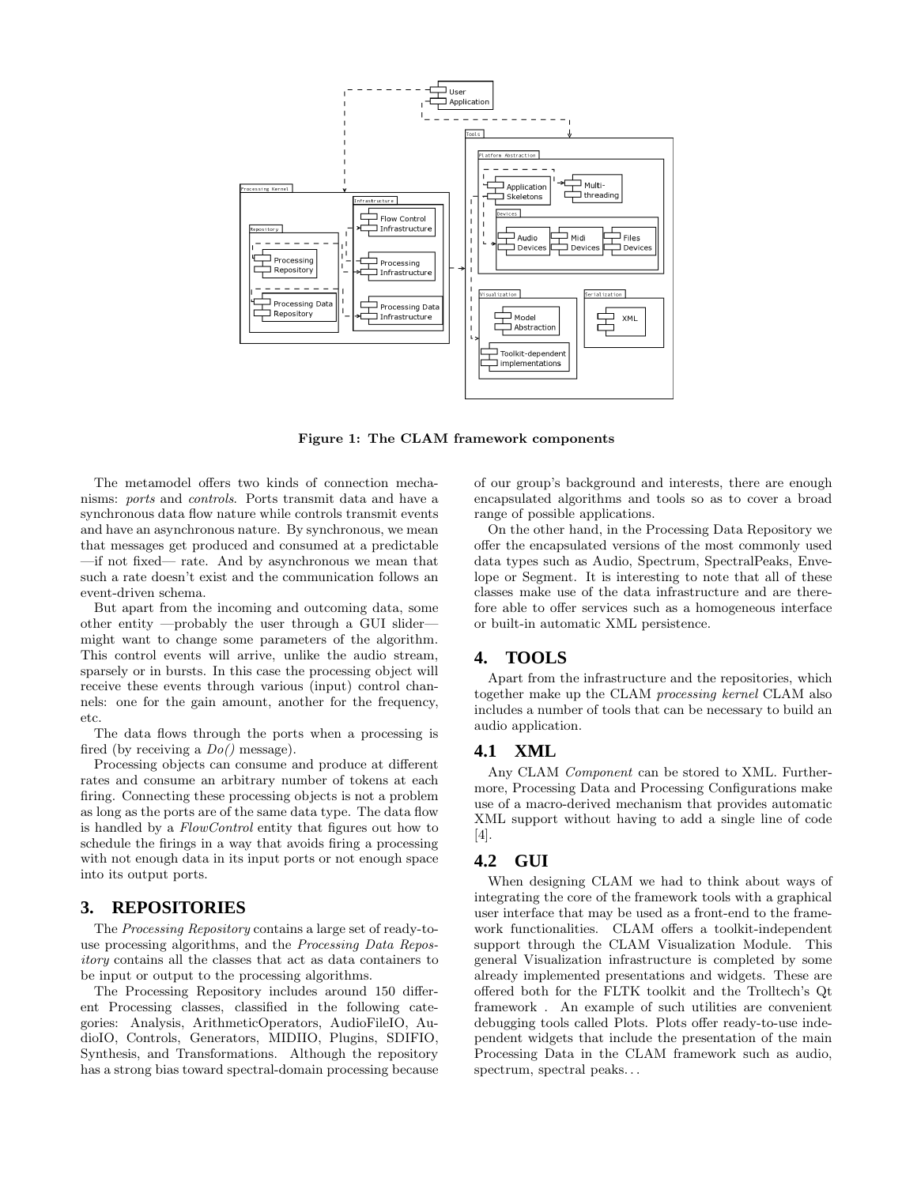User Application

Tools

Platform Abstraction

Application Skeletons

Multi-threading

Devices

Audio Devices

Midi Devices

Files Devices

Processing Kernel

Infrastructure

Flow Control Infrastructure

Repository

Processing Repository

Processing Infrastructure

Processing Data Repository

Processing Data Infrastructure

Visualization

Model Abstraction

Toolkit-dependent implementations

Serialization

XML

**Figure 1: The CLAM framework components**

The metamodel offers two kinds of connection mechanisms: *ports* and *controls*. Ports transmit data and have a synchronous data flow nature while controls transmit events and have an asynchronous nature. By synchronous, we mean that messages get produced and consumed at a predictable —if not fixed— rate. And by asynchronous we mean that such a rate doesn't exist and the communication follows an event-driven schema.

But apart from the incoming and outcoming data, some other entity —probably the user through a GUI slider— might want to change some parameters of the algorithm. This control events will arrive, unlike the audio stream, sparsely or in bursts. In this case the processing object will receive these events through various (input) control channels: one for the gain amount, another for the frequency, etc.

The data flows through the ports when a processing is fired (by receiving a *Do()* message).

Processing objects can consume and produce at different rates and consume an arbitrary number of tokens at each firing. Connecting these processing objects is not a problem as long as the ports are of the same data type. The data flow is handled by a *FlowControl* entity that figures out how to schedule the firings in a way that avoids firing a processing with not enough data in its input ports or not enough space into its output ports.

## 3. REPOSITORIES

The *Processing Repository* contains a large set of ready-to-use processing algorithms, and the *Processing Data Repository* contains all the classes that act as data containers to be input or output to the processing algorithms.

The Processing Repository includes around 150 different Processing classes, classified in the following categories: Analysis, ArithmeticOperators, AudioFileIO, AudioIO, Controls, Generators, MIDIIO, Plugins, SDIFIO, Synthesis, and Transformations. Although the repository has a strong bias toward spectral-domain processing because of our group's background and interests, there are enough encapsulated algorithms and tools so as to cover a broad range of possible applications.

On the other hand, in the Processing Data Repository we offer the encapsulated versions of the most commonly used data types such as Audio, Spectrum, SpectralPeaks, Envelope or Segment. It is interesting to note that all of these classes make use of the data infrastructure and are therefore able to offer services such as a homogeneous interface or built-in automatic XML persistence.

## 4. TOOLS

Apart from the infrastructure and the repositories, which together make up the CLAM *processing kernel* CLAM also includes a number of tools that can be necessary to build an audio application.

### 4.1 XML

Any CLAM *Component* can be stored to XML. Furthermore, Processing Data and Processing Configurations make use of a macro-derived mechanism that provides automatic XML support without having to add a single line of code [4].

### 4.2 GUI

When designing CLAM we had to think about ways of integrating the core of the framework tools with a graphical user interface that may be used as a front-end to the framework functionalities. CLAM offers a toolkit-independent support through the CLAM Visualization Module. This general Visualization infrastructure is completed by some already implemented presentations and widgets. These are offered both for the FLTK toolkit and the Trolltech's Qt framework . An example of such utilities are convenient debugging tools called Plots. Plots offer ready-to-use independent widgets that include the presentation of the main Processing Data in the CLAM framework such as audio, spectrum, spectral peaks. . .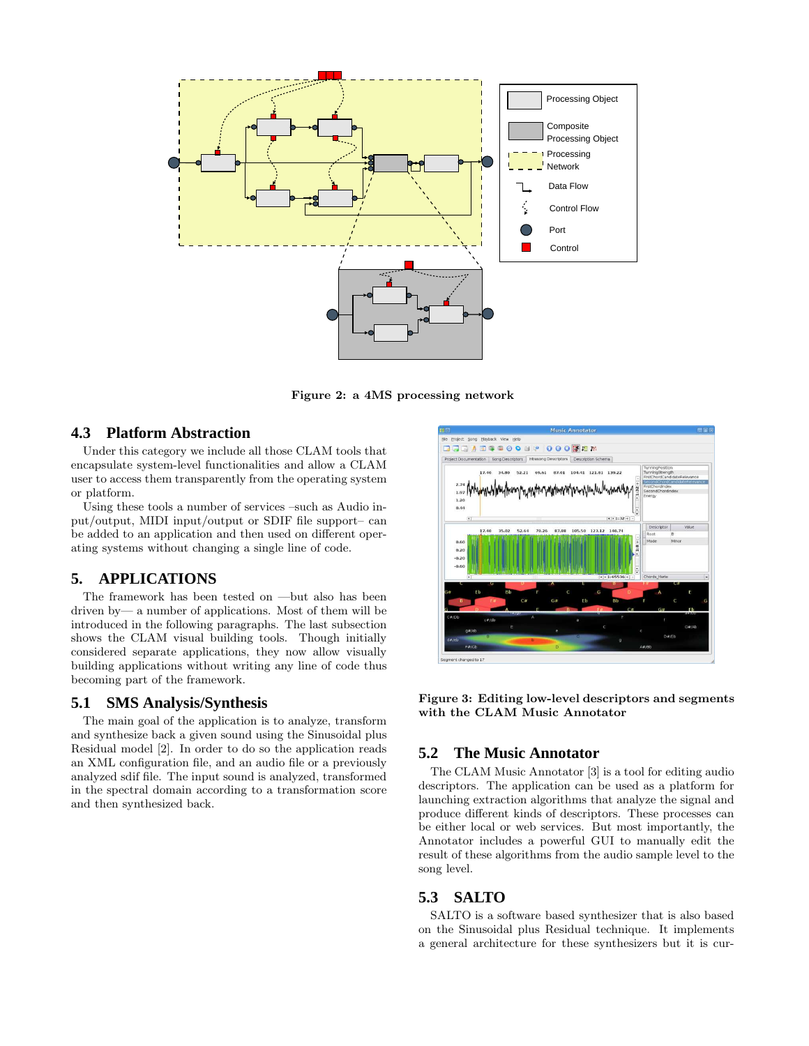Figure 2: a 4MS processing network

## 4.3 Platform Abstraction

Under this category we include all those CLAM tools that encapsulate system-level functionalities and allow a CLAM user to access them transparently from the operating system or platform.

Using these tools a number of services –such as Audio input/output, MIDI input/output or SDIF file support– can be added to an application and then used on different operating systems without changing a single line of code.

# 5. APPLICATIONS

The framework has been tested on —but also has been driven by— a number of applications. Most of them will be introduced in the following paragraphs. The last subsection shows the CLAM visual building tools. Though initially considered separate applications, they now allow visually building applications without writing any line of code thus becoming part of the framework.

## 5.1 SMS Analysis/Synthesis

The main goal of the application is to analyze, transform and synthesize back a given sound using the Sinusoidal plus Residual model [2]. In order to do so the application reads an XML configuration file, and an audio file or a previously analyzed sdif file. The input sound is analyzed, transformed in the spectral domain according to a transformation score and then synthesized back.

Figure 3: Editing low-level descriptors and segments with the CLAM Music Annotator

## 5.2 The Music Annotator

The CLAM Music Annotator [3] is a tool for editing audio descriptors. The application can be used as a platform for launching extraction algorithms that analyze the signal and produce different kinds of descriptors. These processes can be either local or web services. But most importantly, the Annotator includes a powerful GUI to manually edit the result of these algorithms from the audio sample level to the song level.

## 5.3 SALTO

SALTO is a software based synthesizer that is also based on the Sinusoidal plus Residual technique. It implements a general architecture for these synthesizers but it is cur-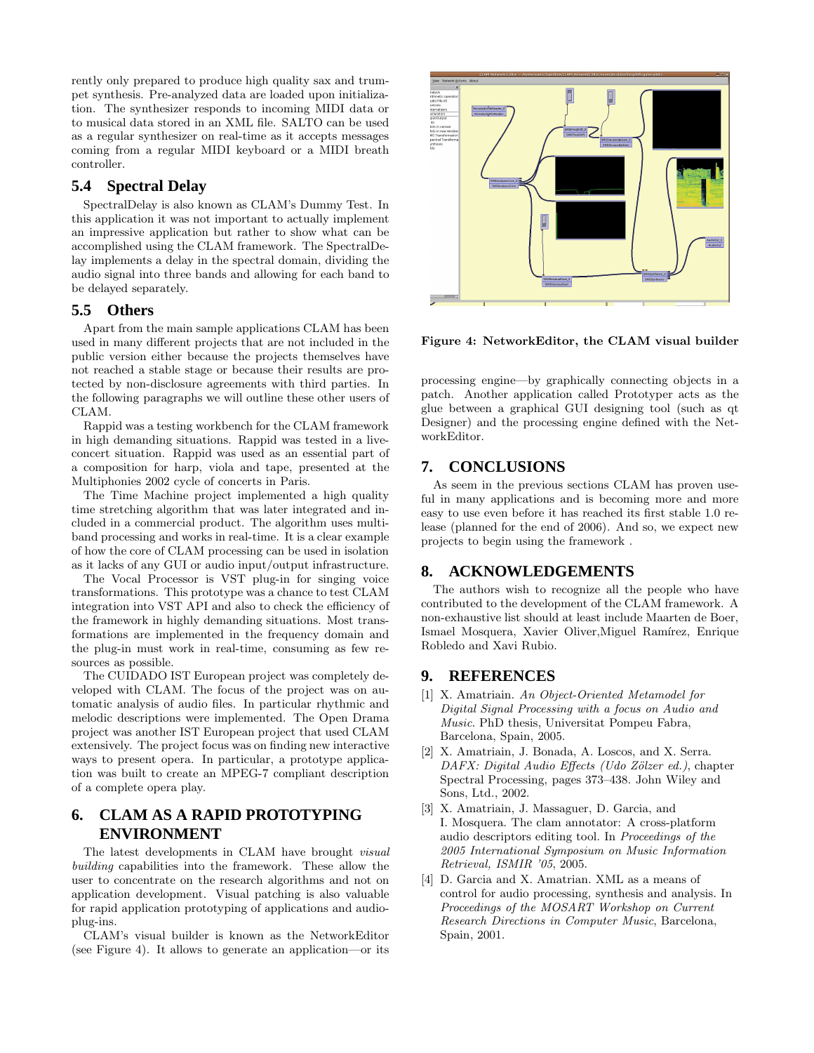rently only prepared to produce high quality sax and trumpet synthesis. Pre-analyzed data are loaded upon initialization. The synthesizer responds to incoming MIDI data or to musical data stored in an XML file. SALTO can be used as a regular synthesizer on real-time as it accepts messages coming from a regular MIDI keyboard or a MIDI breath controller.

## 5.4 Spectral Delay

SpectralDelay is also known as CLAM's Dummy Test. In this application it was not important to actually implement an impressive application but rather to show what can be accomplished using the CLAM framework. The SpectralDelay implements a delay in the spectral domain, dividing the audio signal into three bands and allowing for each band to be delayed separately.

## 5.5 Others

Apart from the main sample applications CLAM has been used in many different projects that are not included in the public version either because the projects themselves have not reached a stable stage or because their results are protected by non-disclosure agreements with third parties. In the following paragraphs we will outline these other users of CLAM.

Rappid was a testing workbench for the CLAM framework in high demanding situations. Rappid was tested in a live-concert situation. Rappid was used as an essential part of a composition for harp, viola and tape, presented at the Multiphonies 2002 cycle of concerts in Paris.

The Time Machine project implemented a high quality time stretching algorithm that was later integrated and included in a commercial product. The algorithm uses multi-band processing and works in real-time. It is a clear example of how the core of CLAM processing can be used in isolation as it lacks of any GUI or audio input/output infrastructure.

The Vocal Processor is VST plug-in for singing voice transformations. This prototype was a chance to test CLAM integration into VST API and also to check the efficiency of the framework in highly demanding situations. Most transformations are implemented in the frequency domain and the plug-in must work in real-time, consuming as few resources as possible.

The CUIDADO IST European project was completely developed with CLAM. The focus of the project was on automatic analysis of audio files. In particular rhythmic and melodic descriptions were implemented. The Open Drama project was another IST European project that used CLAM extensively. The project focus was on finding new interactive ways to present opera. In particular, a prototype application was built to create an MPEG-7 compliant description of a complete opera play.

# 6. CLAM AS A RAPID PROTOTYPING ENVIRONMENT

The latest developments in CLAM have brought *visual building* capabilities into the framework. These allow the user to concentrate on the research algorithms and not on application development. Visual patching is also valuable for rapid application prototyping of applications and audio-plug-ins.

CLAM's visual builder is known as the NetworkEditor (see Figure 4). It allows to generate an application—or its processing engine—by graphically connecting objects in a patch. Another application called Prototyper acts as the glue between a graphical GUI designing tool (such as qt Designer) and the processing engine defined with the NetworkEditor.

**Figure 4: NetworkEditor, the CLAM visual builder**

# 7. CONCLUSIONS

As seem in the previous sections CLAM has proven useful in many applications and is becoming more and more easy to use even before it has reached its first stable 1.0 release (planned for the end of 2006). And so, we expect new projects to begin using the framework .

# 8. ACKNOWLEDGEMENTS

The authors wish to recognize all the people who have contributed to the development of the CLAM framework. A non-exhaustive list should at least include Maarten de Boer, Ismael Mosquera, Xavier Oliver,Miguel Ramírez, Enrique Robledo and Xavi Rubio.

# 9. REFERENCES

[1] X. Amatriain. *An Object-Oriented Metamodel for Digital Signal Processing with a focus on Audio and Music*. PhD thesis, Universitat Pompeu Fabra, Barcelona, Spain, 2005.

[2] X. Amatriain, J. Bonada, A. Loscos, and X. Serra. *DAFX: Digital Audio Effects (Udo Zölzer ed.)*, chapter Spectral Processing, pages 373–438. John Wiley and Sons, Ltd., 2002.

[3] X. Amatriain, J. Massaguer, D. Garcia, and I. Mosquera. The clam annotator: A cross-platform audio descriptors editing tool. In *Proceedings of the 2005 International Symposium on Music Information Retrieval, ISMIR '05*, 2005.

[4] D. Garcia and X. Amatrian. XML as a means of control for audio processing, synthesis and analysis. In *Proceedings of the MOSART Workshop on Current Research Directions in Computer Music*, Barcelona, Spain, 2001.